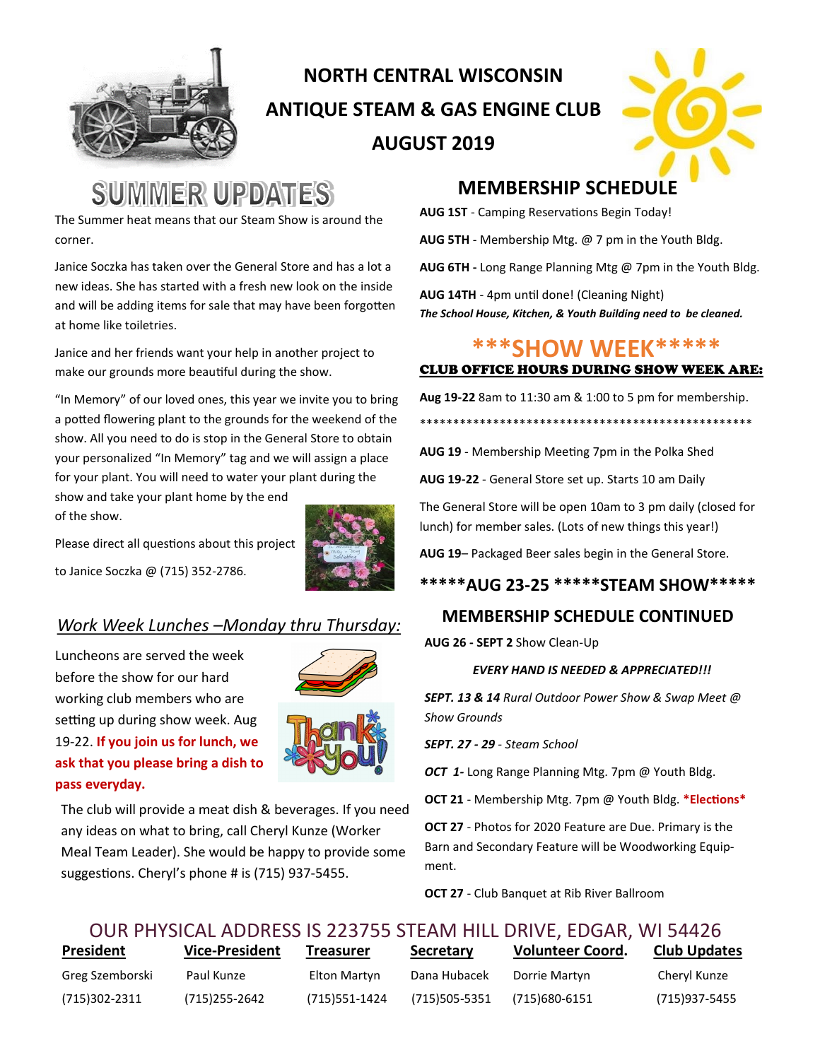# NORTH CENTRAL WISCONSIN ANTIQUE STEAM & GAS ENGINE CLUB

## AUGUST 2019

## SUMMER UPDATES

The Summer heat means that our Steam Show is around the corner.

Janice Soczka has taken over the General Store and has a lot a new ideas. She has started with a fresh new look on the inside and will be adding items for sale that may have been forgotten at home like toiletries.

Janice and her friends want your help in another project to make our grounds more beautiful during the show.

"In Memory" of our loved ones, this year we invite you to bring a potted flowering plant to the grounds for the weekend of the show. All you need to do is stop in the General Store to obtain your personalized "In Memory" tag and we will assign a place for your plant. You will need to water your plant during the show and take your plant home by the end of the show.

Please direct all questions about this project to Janice Soczka @ (715) 352-2786.

### *Work Week Lunches –Monday thru Thursday:*

Luncheons are served the week before the show for our hard working club members who are setting up during show week. Aug 19-22. **If you join us for lunch, we ask that you please bring a dish to pass everyday.**

The club will provide a meat dish & beverages. If you need any ideas on what to bring, call Cheryl Kunze (Worker Meal Team Leader). She would be happy to provide some suggestions. Cheryl's phone # is (715) 937-5455.

## MEMBERSHIP SCHEDULE

**AUG 1ST** - Camping Reservations Begin Today!

**AUG 5TH** - Membership Mtg. @ 7 pm in the Youth Bldg.

**AUG 6TH -** Long Range Planning Mtg @ 7pm in the Youth Bldg.

**AUG 14TH** - 4pm until done! (Cleaning Night)
***The School House, Kitchen, & Youth Building need to be cleaned.***

## ***SHOW WEEK*****

**CLUB OFFICE HOURS DURING SHOW WEEK ARE:**

**Aug 19-22** 8am to 11:30 am & 1:00 to 5 pm for membership.

****************************************************

**AUG 19** - Membership Meeting 7pm in the Polka Shed

**AUG 19-22** - General Store set up. Starts 10 am Daily

The General Store will be open 10am to 3 pm daily (closed for lunch) for member sales. (Lots of new things this year!)

**AUG 19**– Packaged Beer sales begin in the General Store.

**\*\*\*\*\*AUG 23-25 \*\*\*\*\*STEAM SHOW\*\*\*\*\***

## MEMBERSHIP SCHEDULE CONTINUED

**AUG 26 - SEPT 2** Show Clean-Up

***EVERY HAND IS NEEDED & APPRECIATED!!!***

***SEPT. 13 & 14*** *Rural Outdoor Power Show & Swap Meet @ Show Grounds*

***SEPT. 27 - 29*** *- Steam School*

***OCT 1-*** Long Range Planning Mtg. 7pm @ Youth Bldg.

**OCT 21** - Membership Mtg. 7pm @ Youth Bldg. ***Elections***

**OCT 27** - Photos for 2020 Feature are Due. Primary is the Barn and Secondary Feature will be Woodworking Equipment.

**OCT 27** - Club Banquet at Rib River Ballroom

OUR PHYSICAL ADDRESS IS 223755 STEAM HILL DRIVE, EDGAR, WI 54426

| President | Vice-President | Treasurer | Secretary | Volunteer Coord. | Club Updates |
|---|---|---|---|---|---|
| Greg Szemborski | Paul Kunze | Elton Martyn | Dana Hubacek | Dorrie Martyn | Cheryl Kunze |
| (715)302-2311 | (715)255-2642 | (715)551-1424 | (715)505-5351 | (715)680-6151 | (715)937-5455 |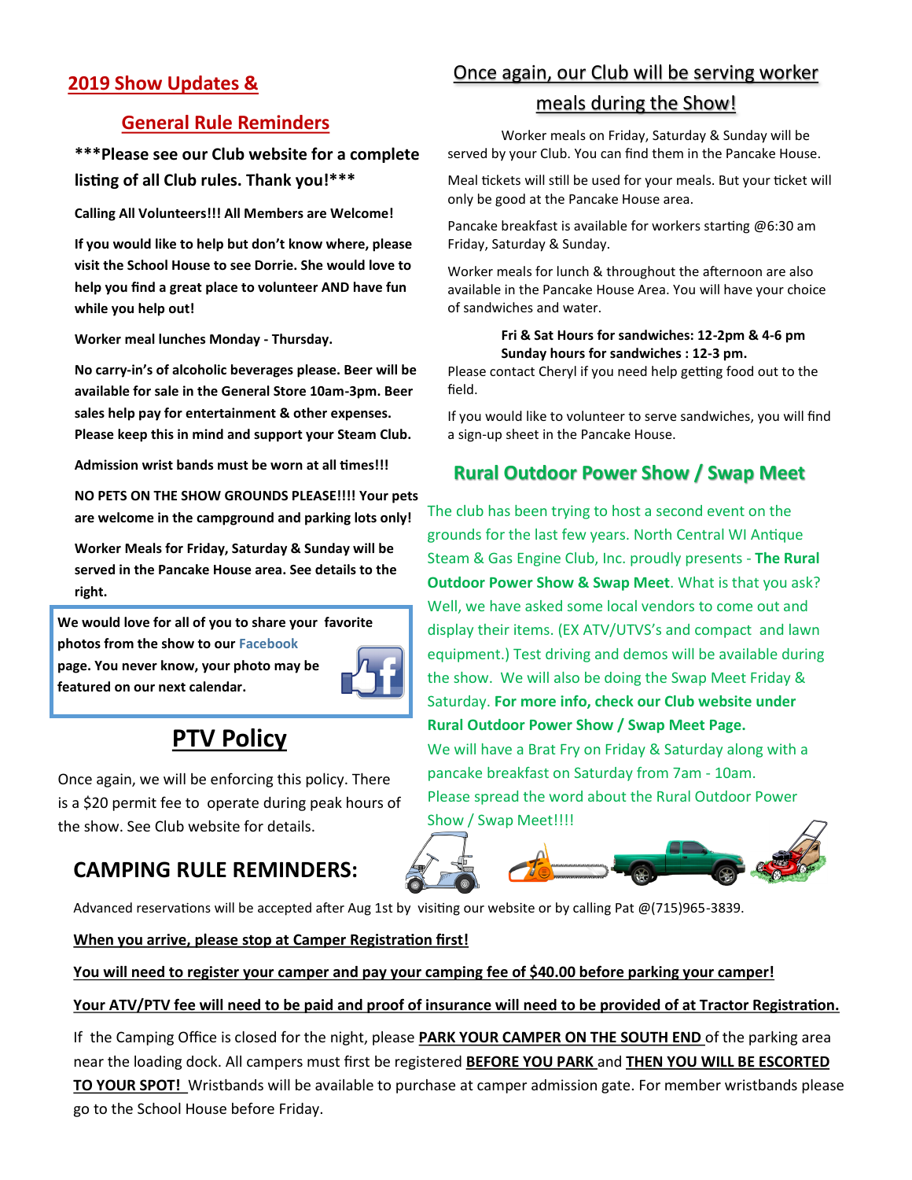## 2019 Show Updates &

## General Rule Reminders

**\*\*\*Please see our Club website for a complete listing of all Club rules. Thank you!\*\*\***

**Calling All Volunteers!!! All Members are Welcome!**

**If you would like to help but don't know where, please visit the School House to see Dorrie. She would love to help you find a great place to volunteer AND have fun while you help out!**

**Worker meal lunches Monday - Thursday.**

**No carry-in's of alcoholic beverages please. Beer will be available for sale in the General Store 10am-3pm. Beer sales help pay for entertainment & other expenses. Please keep this in mind and support your Steam Club.**

**Admission wrist bands must be worn at all times!!!**

**NO PETS ON THE SHOW GROUNDS PLEASE!!!! Your pets are welcome in the campground and parking lots only!**

**Worker Meals for Friday, Saturday & Sunday will be served in the Pancake House area. See details to the right.**

**We would love for all of you to share your favorite photos from the show to our Facebook page. You never know, your photo may be featured on our next calendar.**

## PTV Policy

Once again, we will be enforcing this policy. There is a $20 permit fee to operate during peak hours of the show. See Club website for details.

## Once again, our Club will be serving worker meals during the Show!

Worker meals on Friday, Saturday & Sunday will be served by your Club. You can find them in the Pancake House.

Meal tickets will still be used for your meals. But your ticket will only be good at the Pancake House area.

Pancake breakfast is available for workers starting @6:30 am Friday, Saturday & Sunday.

Worker meals for lunch & throughout the afternoon are also available in the Pancake House Area. You will have your choice of sandwiches and water.

**Fri & Sat Hours for sandwiches: 12-2pm & 4-6 pm**
**Sunday hours for sandwiches : 12-3 pm.**

Please contact Cheryl if you need help getting food out to the field.

If you would like to volunteer to serve sandwiches, you will find a sign-up sheet in the Pancake House.

## Rural Outdoor Power Show / Swap Meet

The club has been trying to host a second event on the grounds for the last few years. North Central WI Antique Steam & Gas Engine Club, Inc. proudly presents - **The Rural Outdoor Power Show & Swap Meet**. What is that you ask? Well, we have asked some local vendors to come out and display their items. (EX ATV/UTVS's and compact and lawn equipment.) Test driving and demos will be available during the show. We will also be doing the Swap Meet Friday & Saturday. **For more info, check our Club website under Rural Outdoor Power Show / Swap Meet Page.**

We will have a Brat Fry on Friday & Saturday along with a pancake breakfast on Saturday from 7am - 10am.

Please spread the word about the Rural Outdoor Power Show / Swap Meet!!!!

## CAMPING RULE REMINDERS:

Advanced reservations will be accepted after Aug 1st by visiting our website or by calling Pat @(715)965-3839.

**When you arrive, please stop at Camper Registration first!**

**You will need to register your camper and pay your camping fee of $40.00 before parking your camper!**

**Your ATV/PTV fee will need to be paid and proof of insurance will need to be provided of at Tractor Registration.**

If the Camping Office is closed for the night, please **PARK YOUR CAMPER ON THE SOUTH END** of the parking area near the loading dock. All campers must first be registered **BEFORE YOU PARK** and **THEN YOU WILL BE ESCORTED TO YOUR SPOT!** Wristbands will be available to purchase at camper admission gate. For member wristbands please go to the School House before Friday.